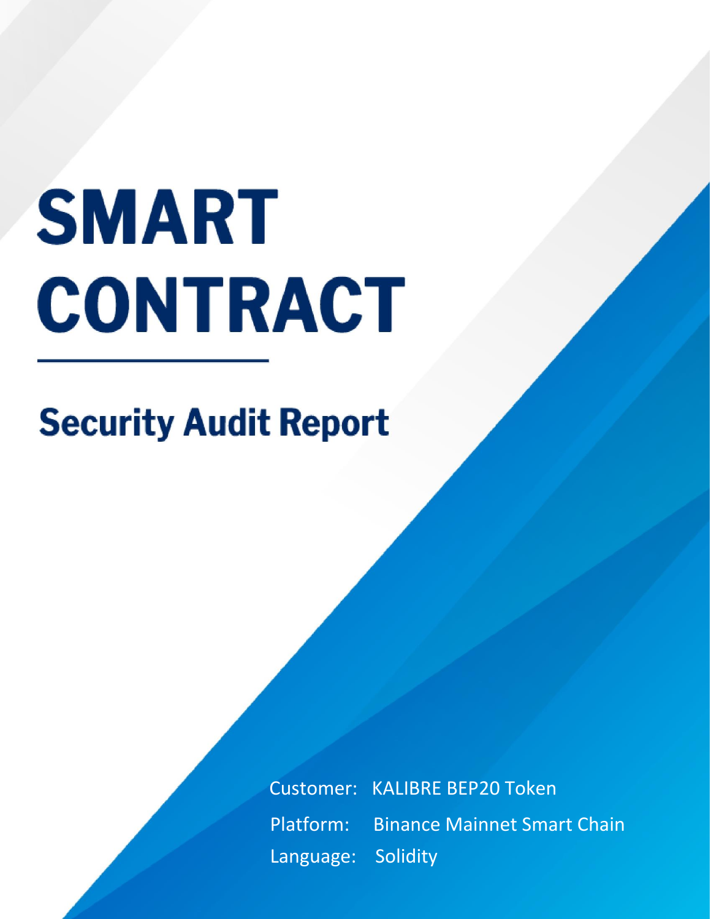# SMART CONTRACT

## Security Audit Report

Customer: KALIBRE BEP20 Token

Platform: Binance Mainnet Smart Chain

Language: Solidity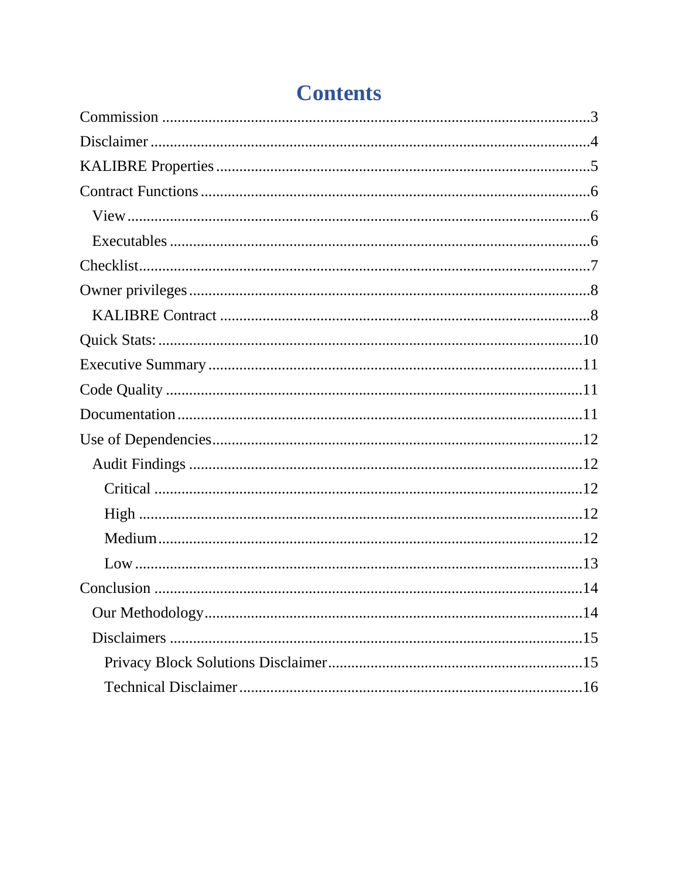# Contents

- Commission ........ 3
- Disclaimer ........ 4
- KALIBRE Properties ........ 5
- Contract Functions ........ 6
  - View ........ 6
  - Executables ........ 6
- Checklist ........ 7
- Owner privileges ........ 8
  - KALIBRE Contract ........ 8
- Quick Stats: ........ 10
- Executive Summary ........ 11
- Code Quality ........ 11
- Documentation ........ 11
- Use of Dependencies ........ 12
  - Audit Findings ........ 12
    - Critical ........ 12
    - High ........ 12
    - Medium ........ 12
    - Low ........ 13
- Conclusion ........ 14
  - Our Methodology ........ 14
  - Disclaimers ........ 15
    - Privacy Block Solutions Disclaimer ........ 15
    - Technical Disclaimer ........ 16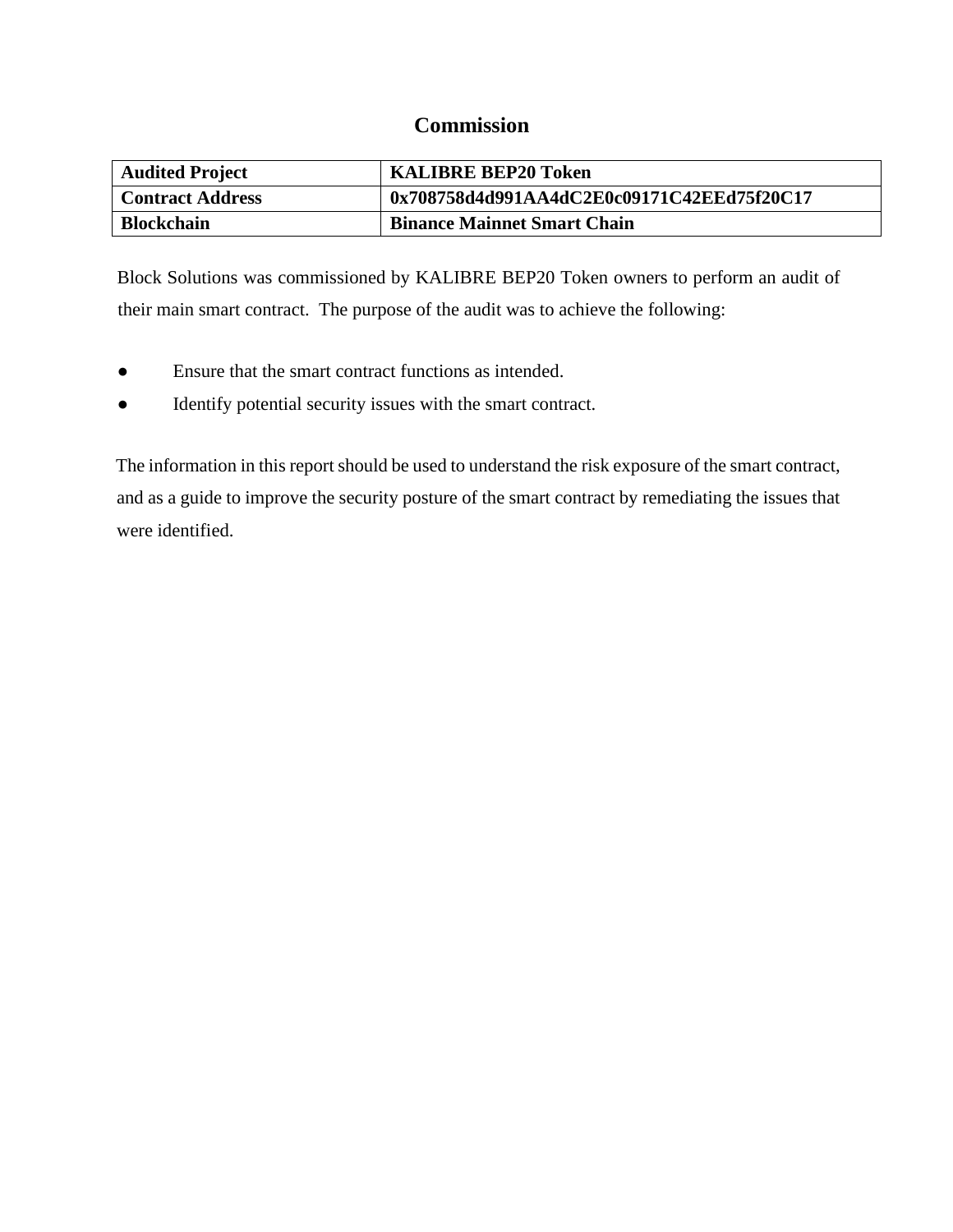# Commission

| Audited Project | KALIBRE BEP20 Token |
|---|---|
| **Contract Address** | **0x708758d4d991AA4dC2E0c09171C42EEd75f20C17** |
| **Blockchain** | **Binance Mainnet Smart Chain** |

Block Solutions was commissioned by KALIBRE BEP20 Token owners to perform an audit of their main smart contract. The purpose of the audit was to achieve the following:

- Ensure that the smart contract functions as intended.
- Identify potential security issues with the smart contract.

The information in this report should be used to understand the risk exposure of the smart contract, and as a guide to improve the security posture of the smart contract by remediating the issues that were identified.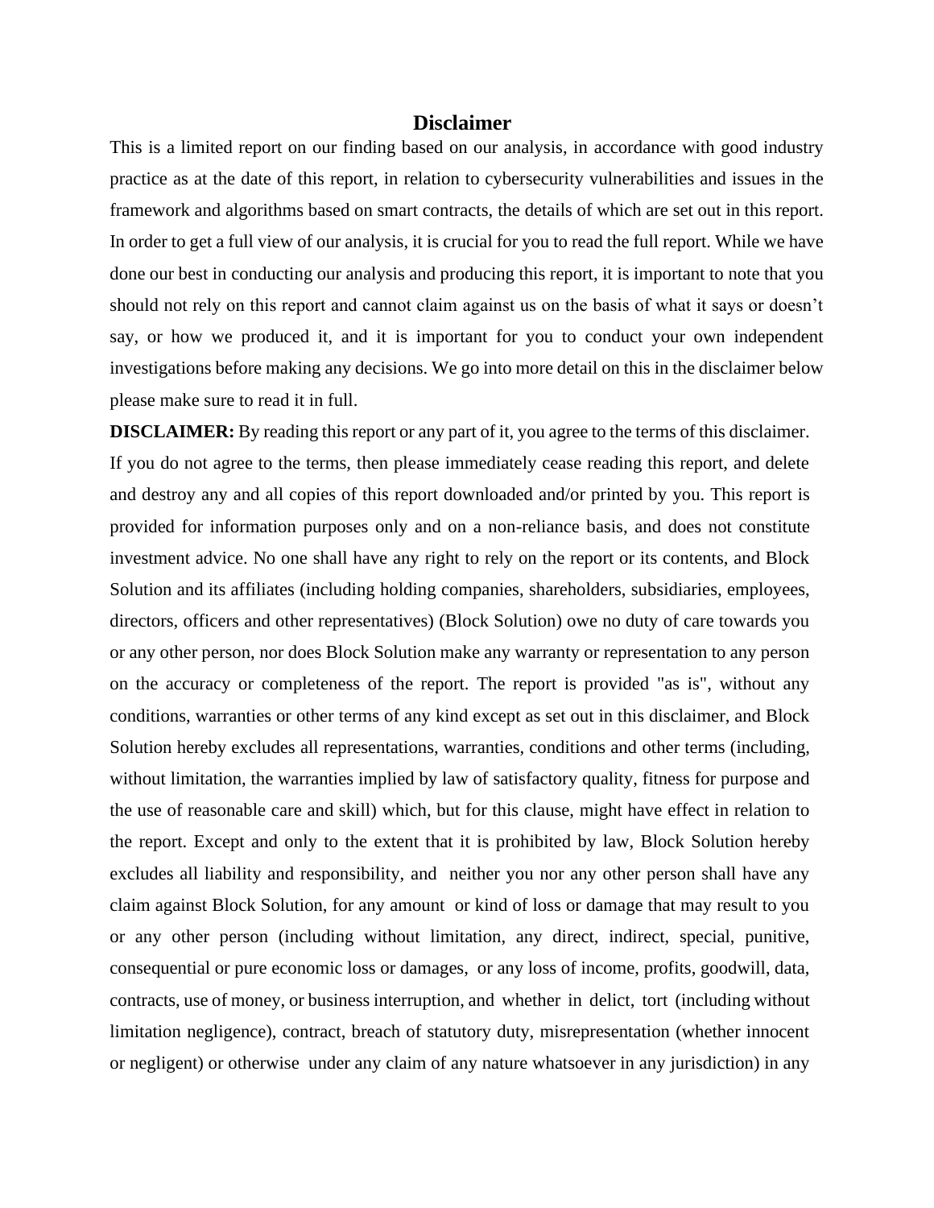# Disclaimer

This is a limited report on our finding based on our analysis, in accordance with good industry practice as at the date of this report, in relation to cybersecurity vulnerabilities and issues in the framework and algorithms based on smart contracts, the details of which are set out in this report. In order to get a full view of our analysis, it is crucial for you to read the full report. While we have done our best in conducting our analysis and producing this report, it is important to note that you should not rely on this report and cannot claim against us on the basis of what it says or doesn't say, or how we produced it, and it is important for you to conduct your own independent investigations before making any decisions. We go into more detail on this in the disclaimer below please make sure to read it in full.

**DISCLAIMER:** By reading this report or any part of it, you agree to the terms of this disclaimer. If you do not agree to the terms, then please immediately cease reading this report, and delete and destroy any and all copies of this report downloaded and/or printed by you. This report is provided for information purposes only and on a non-reliance basis, and does not constitute investment advice. No one shall have any right to rely on the report or its contents, and Block Solution and its affiliates (including holding companies, shareholders, subsidiaries, employees, directors, officers and other representatives) (Block Solution) owe no duty of care towards you or any other person, nor does Block Solution make any warranty or representation to any person on the accuracy or completeness of the report. The report is provided "as is", without any conditions, warranties or other terms of any kind except as set out in this disclaimer, and Block Solution hereby excludes all representations, warranties, conditions and other terms (including, without limitation, the warranties implied by law of satisfactory quality, fitness for purpose and the use of reasonable care and skill) which, but for this clause, might have effect in relation to the report. Except and only to the extent that it is prohibited by law, Block Solution hereby excludes all liability and responsibility, and neither you nor any other person shall have any claim against Block Solution, for any amount or kind of loss or damage that may result to you or any other person (including without limitation, any direct, indirect, special, punitive, consequential or pure economic loss or damages, or any loss of income, profits, goodwill, data, contracts, use of money, or business interruption, and whether in delict, tort (including without limitation negligence), contract, breach of statutory duty, misrepresentation (whether innocent or negligent) or otherwise under any claim of any nature whatsoever in any jurisdiction) in any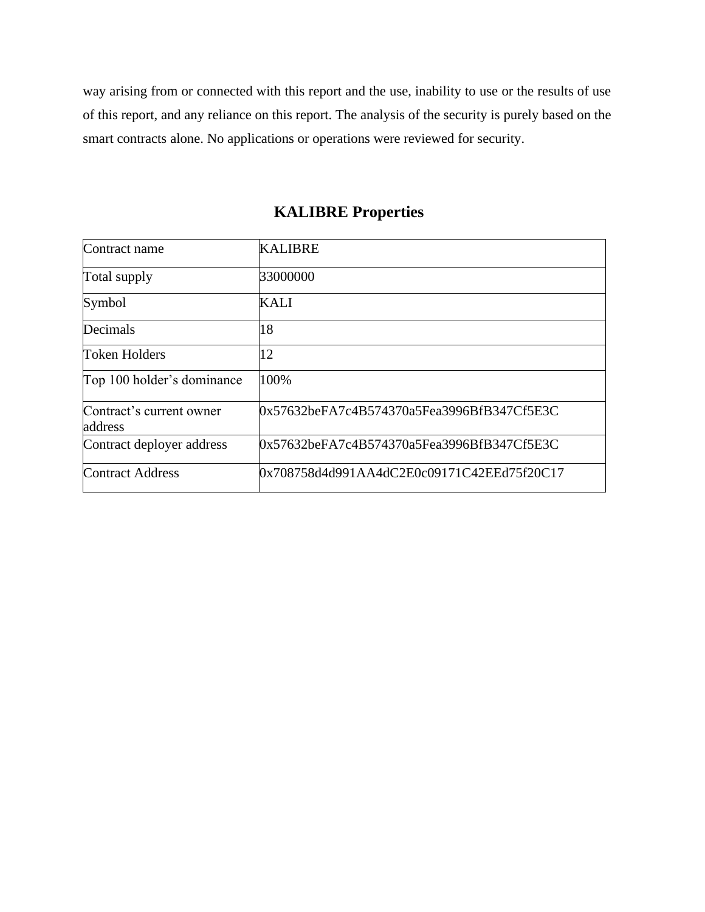way arising from or connected with this report and the use, inability to use or the results of use of this report, and any reliance on this report. The analysis of the security is purely based on the smart contracts alone. No applications or operations were reviewed for security.

## KALIBRE Properties

| | |
|---|---|
| Contract name | KALIBRE |
| Total supply | 33000000 |
| Symbol | KALI |
| Decimals | 18 |
| Token Holders | 12 |
| Top 100 holder's dominance | 100% |
| Contract's current owner address | 0x57632beFA7c4B574370a5Fea3996BfB347Cf5E3C |
| Contract deployer address | 0x57632beFA7c4B574370a5Fea3996BfB347Cf5E3C |
| Contract Address | 0x708758d4d991AA4dC2E0c09171C42EEd75f20C17 |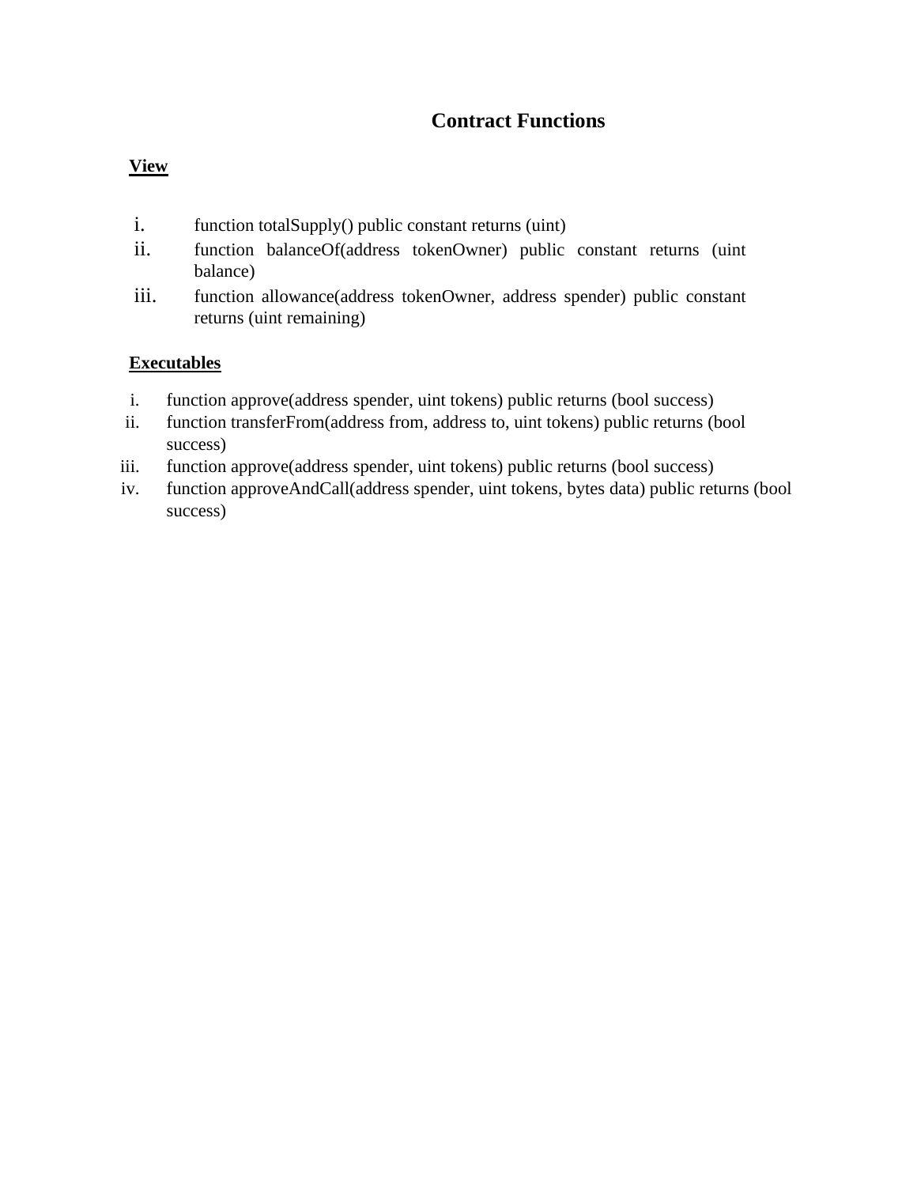# Contract Functions

**View**

i. function totalSupply() public constant returns (uint)
ii. function balanceOf(address tokenOwner) public constant returns (uint balance)
iii. function allowance(address tokenOwner, address spender) public constant returns (uint remaining)

**Executables**

i. function approve(address spender, uint tokens) public returns (bool success)
ii. function transferFrom(address from, address to, uint tokens) public returns (bool success)
iii. function approve(address spender, uint tokens) public returns (bool success)
iv. function approveAndCall(address spender, uint tokens, bytes data) public returns (bool success)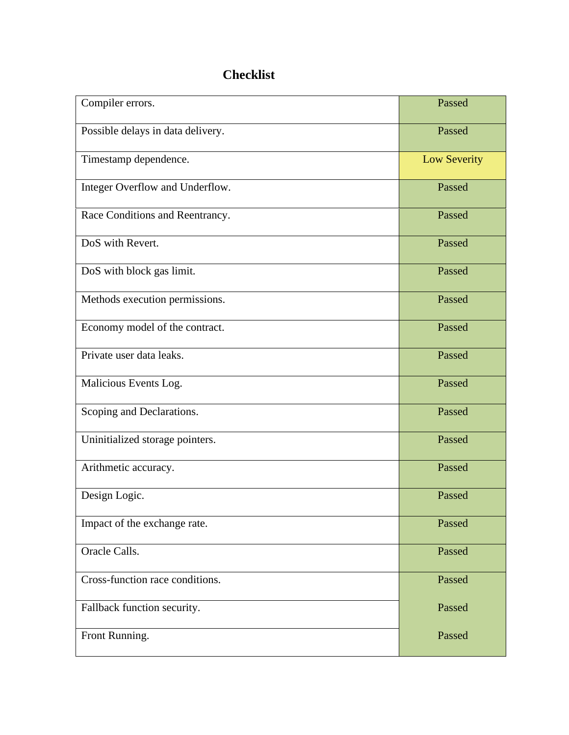## Checklist

| | |
|---|---|
| Compiler errors. | Passed |
| Possible delays in data delivery. | Passed |
| Timestamp dependence. | Low Severity |
| Integer Overflow and Underflow. | Passed |
| Race Conditions and Reentrancy. | Passed |
| DoS with Revert. | Passed |
| DoS with block gas limit. | Passed |
| Methods execution permissions. | Passed |
| Economy model of the contract. | Passed |
| Private user data leaks. | Passed |
| Malicious Events Log. | Passed |
| Scoping and Declarations. | Passed |
| Uninitialized storage pointers. | Passed |
| Arithmetic accuracy. | Passed |
| Design Logic. | Passed |
| Impact of the exchange rate. | Passed |
| Oracle Calls. | Passed |
| Cross-function race conditions. | Passed |
| Fallback function security. | Passed |
| Front Running. | Passed |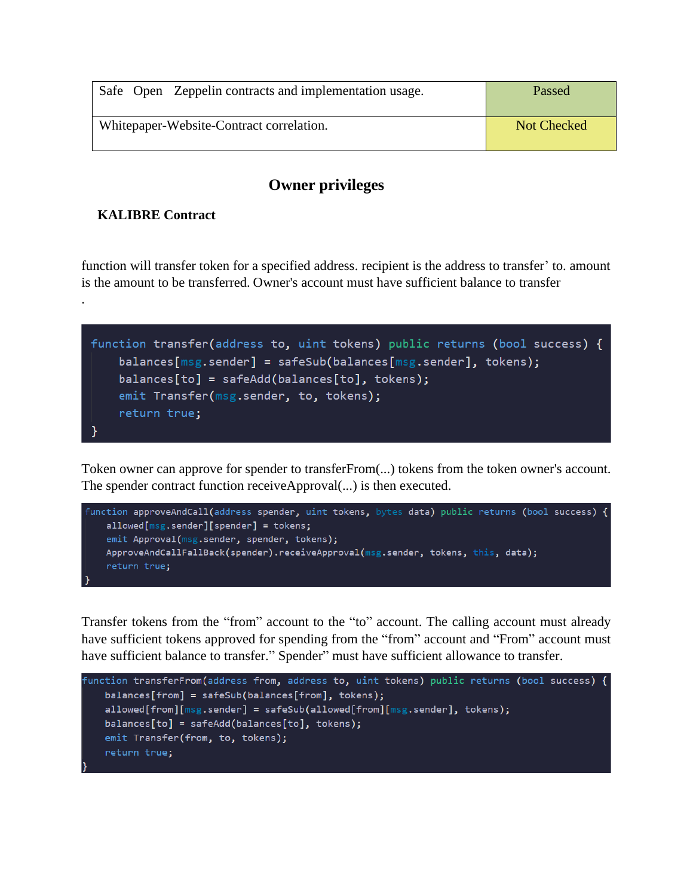| Safe Open Zeppelin contracts and implementation usage. | Passed |
| --- | --- |
| Whitepaper-Website-Contract correlation. | Not Checked |

## Owner privileges

### KALIBRE Contract

function will transfer token for a specified address. recipient is the address to transfer' to. amount is the amount to be transferred. Owner's account must have sufficient balance to transfer

.

```
function transfer(address to, uint tokens) public returns (bool success) {
    balances[msg.sender] = safeSub(balances[msg.sender], tokens);
    balances[to] = safeAdd(balances[to], tokens);
    emit Transfer(msg.sender, to, tokens);
    return true;
}
```

Token owner can approve for spender to transferFrom(...) tokens from the token owner's account. The spender contract function receiveApproval(...) is then executed.

```
function approveAndCall(address spender, uint tokens, bytes data) public returns (bool success) {
    allowed[msg.sender][spender] = tokens;
    emit Approval(msg.sender, spender, tokens);
    ApproveAndCallFallBack(spender).receiveApproval(msg.sender, tokens, this, data);
    return true;
}
```

Transfer tokens from the "from" account to the "to" account. The calling account must already have sufficient tokens approved for spending from the "from" account and "From" account must have sufficient balance to transfer." Spender" must have sufficient allowance to transfer.

```
function transferFrom(address from, address to, uint tokens) public returns (bool success) {
    balances[from] = safeSub(balances[from], tokens);
    allowed[from][msg.sender] = safeSub(allowed[from][msg.sender], tokens);
    balances[to] = safeAdd(balances[to], tokens);
    emit Transfer(from, to, tokens);
    return true;
}
```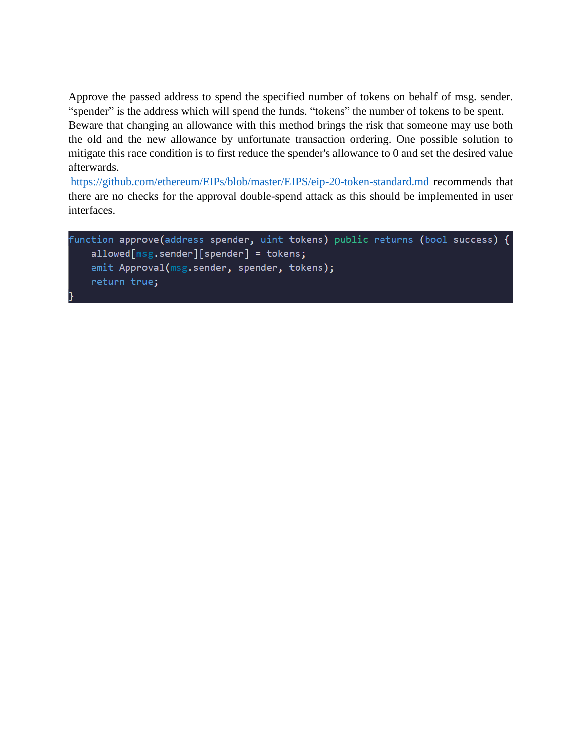Approve the passed address to spend the specified number of tokens on behalf of msg. sender. “spender” is the address which will spend the funds. “tokens” the number of tokens to be spent. Beware that changing an allowance with this method brings the risk that someone may use both the old and the new allowance by unfortunate transaction ordering. One possible solution to mitigate this race condition is to first reduce the spender's allowance to 0 and set the desired value afterwards.

https://github.com/ethereum/EIPs/blob/master/EIPS/eip-20-token-standard.md recommends that there are no checks for the approval double-spend attack as this should be implemented in user interfaces.

```
function approve(address spender, uint tokens) public returns (bool success) {
    allowed[msg.sender][spender] = tokens;
    emit Approval(msg.sender, spender, tokens);
    return true;
}
```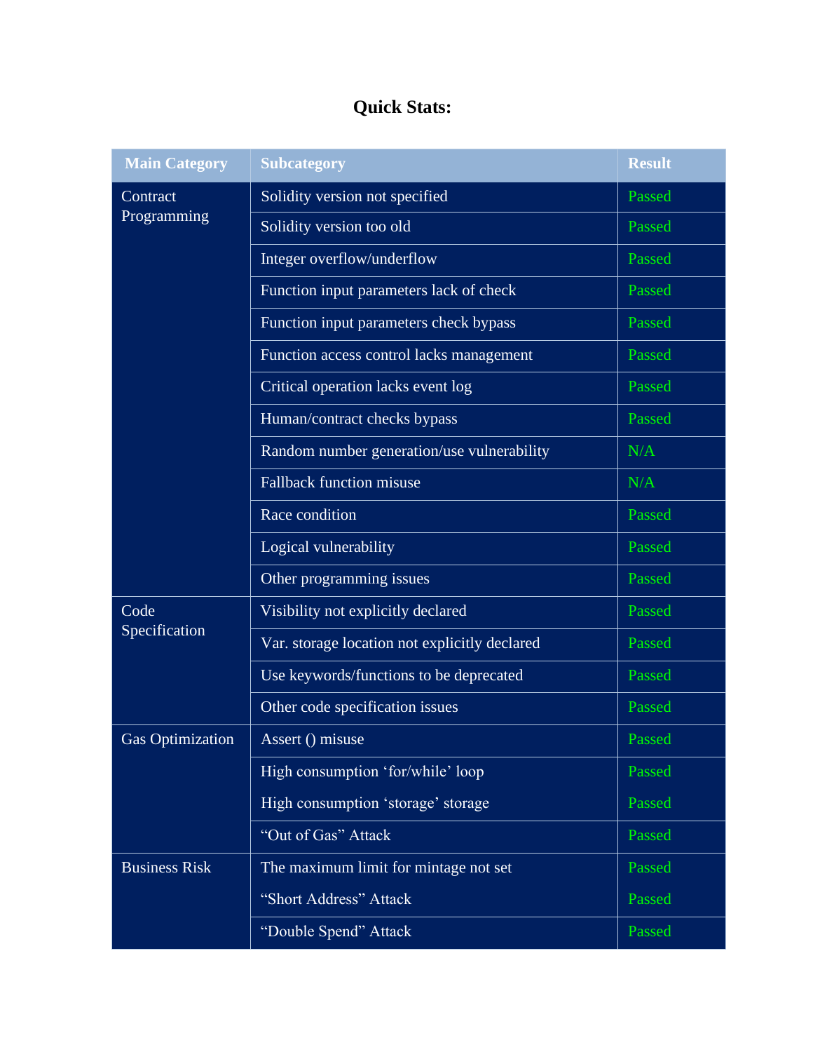## Quick Stats:

| Main Category | Subcategory | Result |
|---|---|---|
| Contract Programming | Solidity version not specified | Passed |
| | Solidity version too old | Passed |
| | Integer overflow/underflow | Passed |
| | Function input parameters lack of check | Passed |
| | Function input parameters check bypass | Passed |
| | Function access control lacks management | Passed |
| | Critical operation lacks event log | Passed |
| | Human/contract checks bypass | Passed |
| | Random number generation/use vulnerability | N/A |
| | Fallback function misuse | N/A |
| | Race condition | Passed |
| | Logical vulnerability | Passed |
| | Other programming issues | Passed |
| Code Specification | Visibility not explicitly declared | Passed |
| | Var. storage location not explicitly declared | Passed |
| | Use keywords/functions to be deprecated | Passed |
| | Other code specification issues | Passed |
| Gas Optimization | Assert () misuse | Passed |
| | High consumption 'for/while' loop | Passed |
| | High consumption 'storage' storage | Passed |
| | "Out of Gas" Attack | Passed |
| Business Risk | The maximum limit for mintage not set | Passed |
| | "Short Address" Attack | Passed |
| | "Double Spend" Attack | Passed |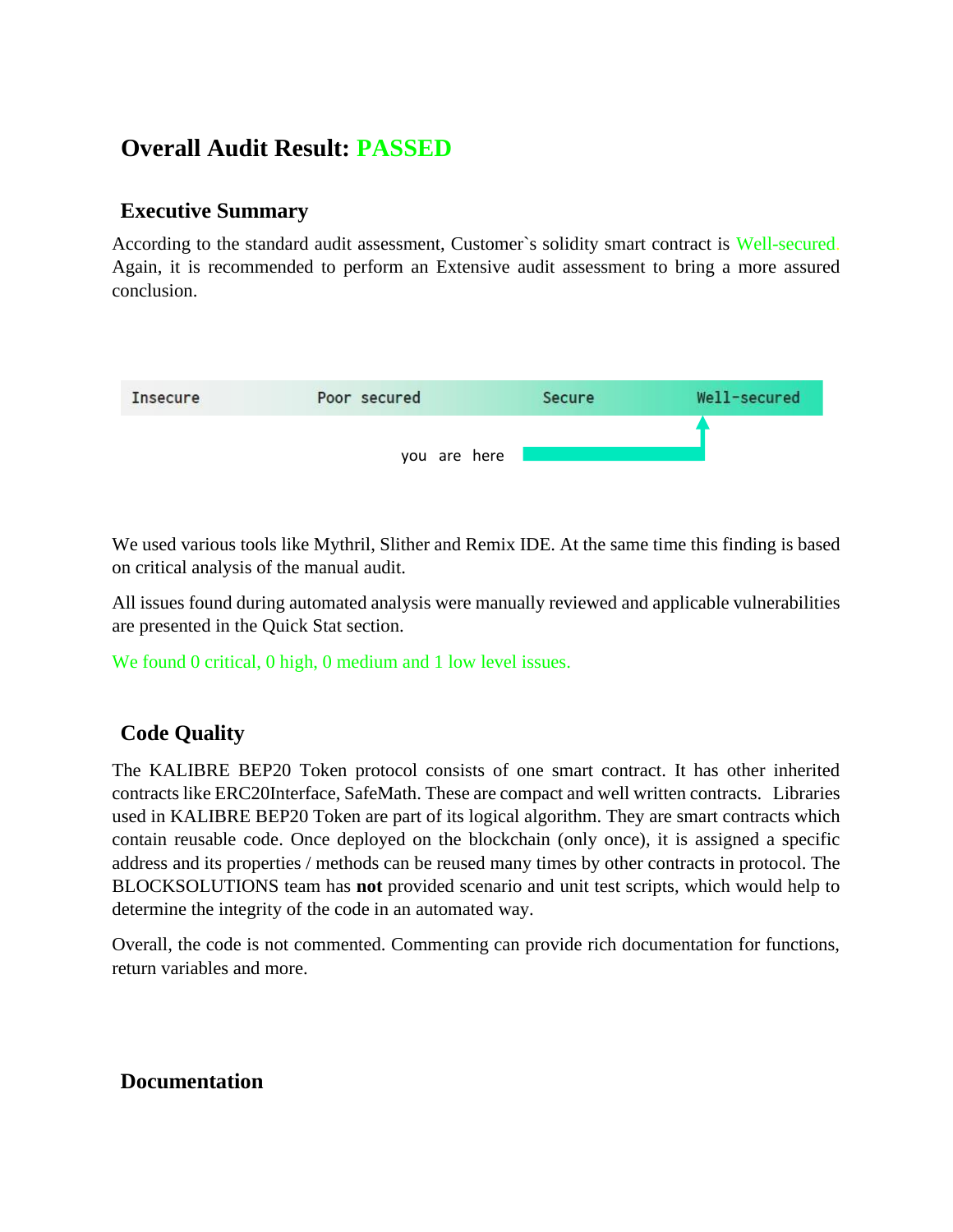## Overall Audit Result: PASSED

### Executive Summary

According to the standard audit assessment, Customer`s solidity smart contract is Well-secured. Again, it is recommended to perform an Extensive audit assessment to bring a more assured conclusion.

Insecure | Poor secured | Secure | Well-secured

you are here

We used various tools like Mythril, Slither and Remix IDE. At the same time this finding is based on critical analysis of the manual audit.

All issues found during automated analysis were manually reviewed and applicable vulnerabilities are presented in the Quick Stat section.

We found 0 critical, 0 high, 0 medium and 1 low level issues.

### Code Quality

The KALIBRE BEP20 Token protocol consists of one smart contract. It has other inherited contracts like ERC20Interface, SafeMath. These are compact and well written contracts. Libraries used in KALIBRE BEP20 Token are part of its logical algorithm. They are smart contracts which contain reusable code. Once deployed on the blockchain (only once), it is assigned a specific address and its properties / methods can be reused many times by other contracts in protocol. The BLOCKSOLUTIONS team has **not** provided scenario and unit test scripts, which would help to determine the integrity of the code in an automated way.

Overall, the code is not commented. Commenting can provide rich documentation for functions, return variables and more.

### Documentation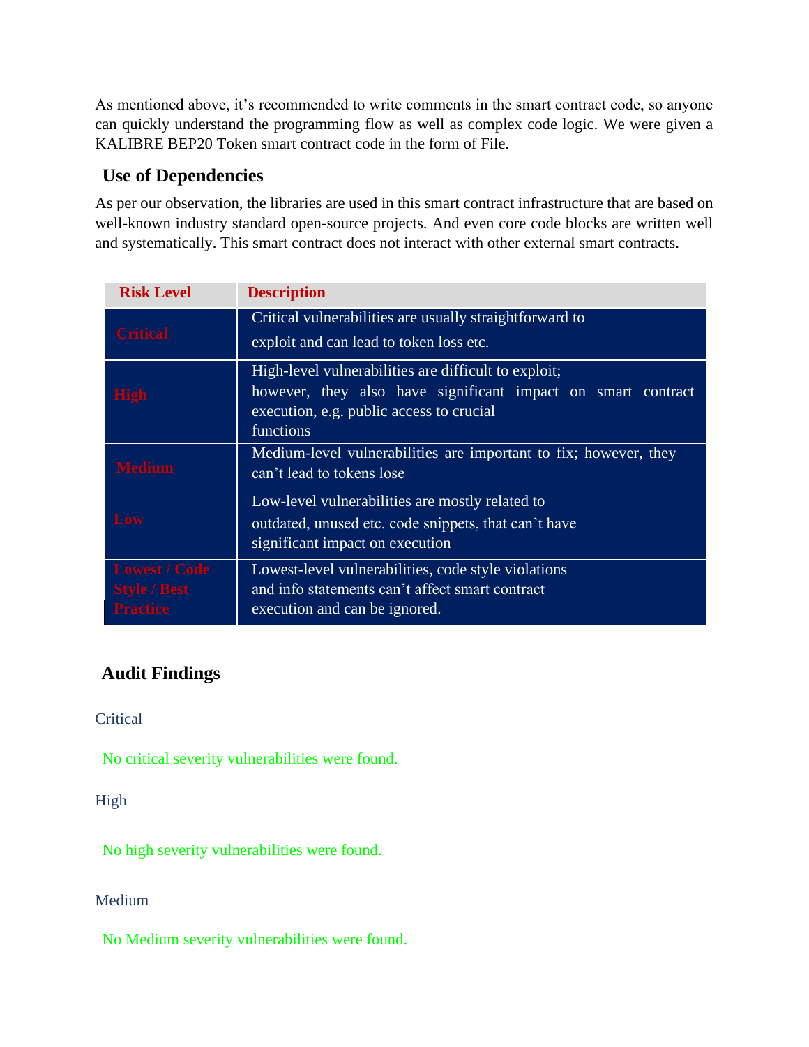As mentioned above, it's recommended to write comments in the smart contract code, so anyone can quickly understand the programming flow as well as complex code logic. We were given a KALIBRE BEP20 Token smart contract code in the form of File.

## Use of Dependencies

As per our observation, the libraries are used in this smart contract infrastructure that are based on well-known industry standard open-source projects. And even core code blocks are written well and systematically. This smart contract does not interact with other external smart contracts.

| Risk Level | Description |
|---|---|
| Critical | Critical vulnerabilities are usually straightforward to exploit and can lead to token loss etc. |
| High | High-level vulnerabilities are difficult to exploit; however, they also have significant impact on smart contract execution, e.g. public access to crucial functions |
| Medium | Medium-level vulnerabilities are important to fix; however, they can't lead to tokens lose |
| Low | Low-level vulnerabilities are mostly related to outdated, unused etc. code snippets, that can't have significant impact on execution |
| Lowest / Code Style / Best Practice | Lowest-level vulnerabilities, code style violations and info statements can't affect smart contract execution and can be ignored. |

## Audit Findings

Critical

No critical severity vulnerabilities were found.

High

No high severity vulnerabilities were found.

Medium

No Medium severity vulnerabilities were found.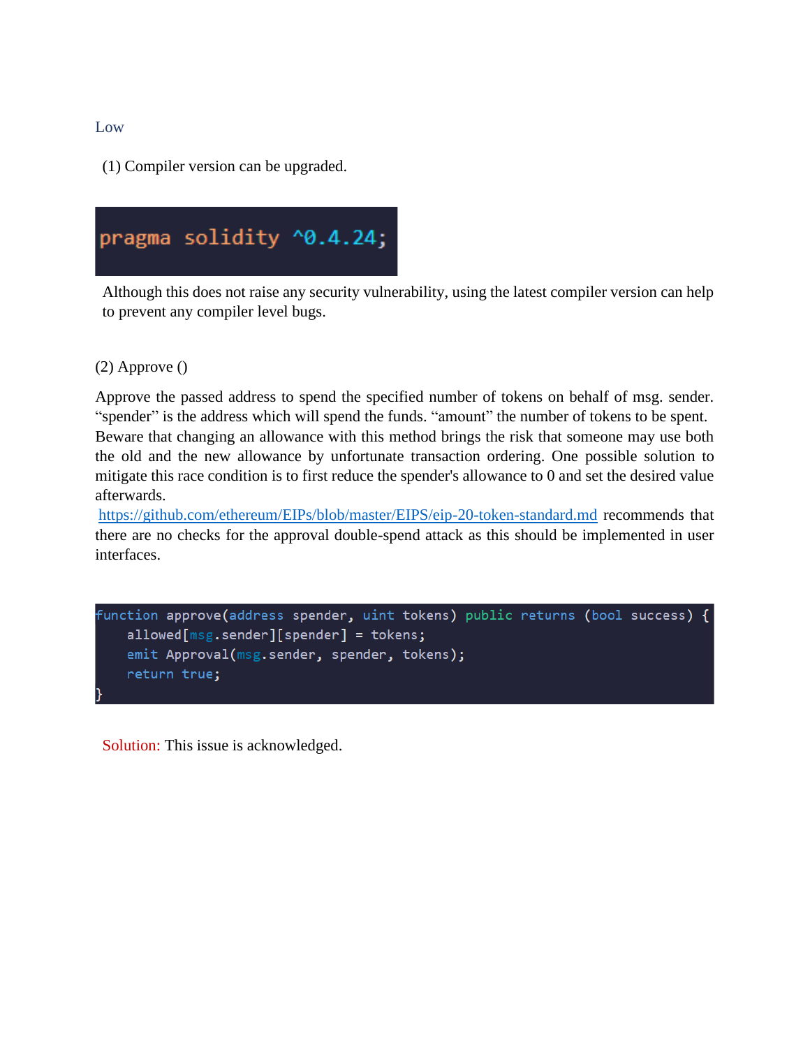### Low

(1) Compiler version can be upgraded.

```
pragma solidity ^0.4.24;
```

Although this does not raise any security vulnerability, using the latest compiler version can help to prevent any compiler level bugs.

(2) Approve ()

Approve the passed address to spend the specified number of tokens on behalf of msg. sender. "spender" is the address which will spend the funds. "amount" the number of tokens to be spent. Beware that changing an allowance with this method brings the risk that someone may use both the old and the new allowance by unfortunate transaction ordering. One possible solution to mitigate this race condition is to first reduce the spender's allowance to 0 and set the desired value afterwards.
https://github.com/ethereum/EIPs/blob/master/EIPS/eip-20-token-standard.md recommends that there are no checks for the approval double-spend attack as this should be implemented in user interfaces.

```
function approve(address spender, uint tokens) public returns (bool success) {
    allowed[msg.sender][spender] = tokens;
    emit Approval(msg.sender, spender, tokens);
    return true;
}
```

Solution: This issue is acknowledged.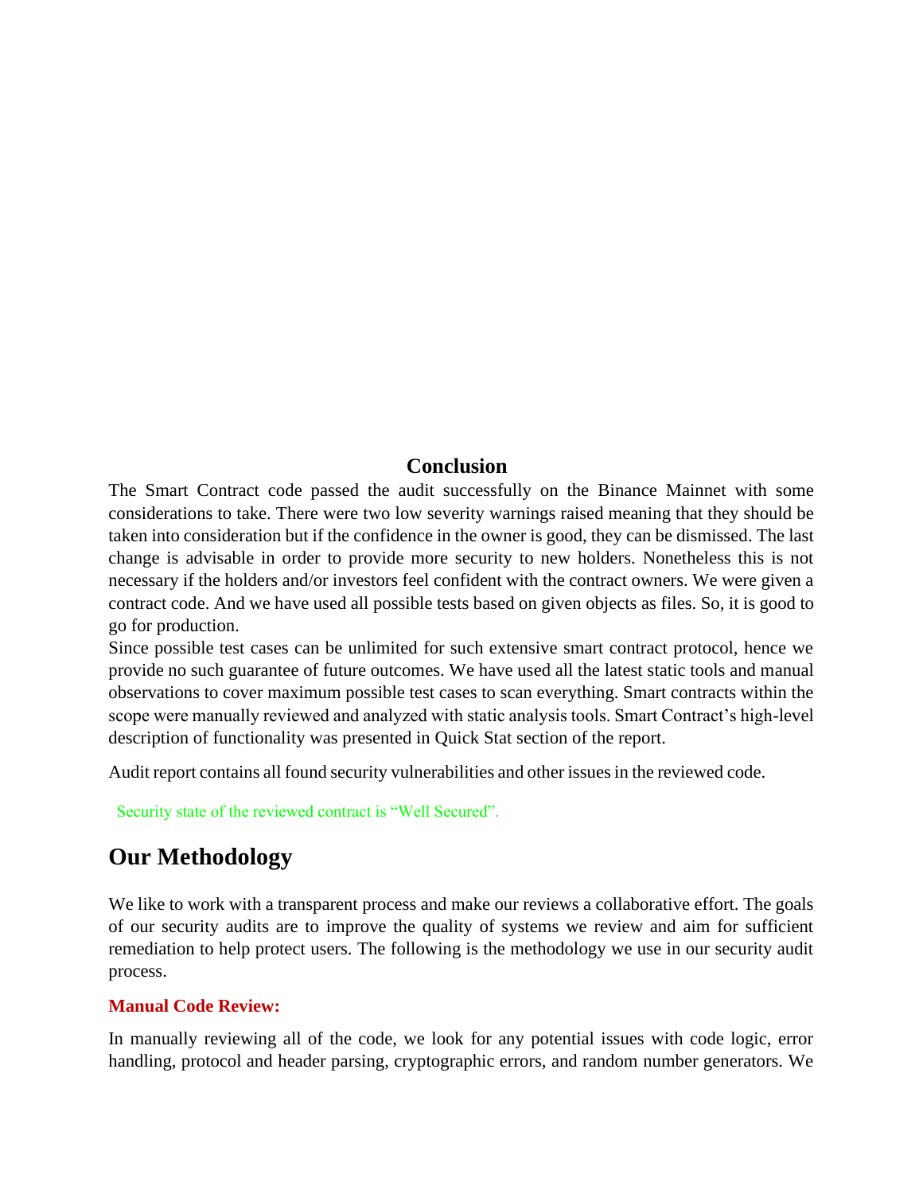## Conclusion

The Smart Contract code passed the audit successfully on the Binance Mainnet with some considerations to take. There were two low severity warnings raised meaning that they should be taken into consideration but if the confidence in the owner is good, they can be dismissed. The last change is advisable in order to provide more security to new holders. Nonetheless this is not necessary if the holders and/or investors feel confident with the contract owners. We were given a contract code. And we have used all possible tests based on given objects as files. So, it is good to go for production.

Since possible test cases can be unlimited for such extensive smart contract protocol, hence we provide no such guarantee of future outcomes. We have used all the latest static tools and manual observations to cover maximum possible test cases to scan everything. Smart contracts within the scope were manually reviewed and analyzed with static analysis tools. Smart Contract's high-level description of functionality was presented in Quick Stat section of the report.

Audit report contains all found security vulnerabilities and other issues in the reviewed code.

Security state of the reviewed contract is "Well Secured".

## Our Methodology

We like to work with a transparent process and make our reviews a collaborative effort. The goals of our security audits are to improve the quality of systems we review and aim for sufficient remediation to help protect users. The following is the methodology we use in our security audit process.

**Manual Code Review:**

In manually reviewing all of the code, we look for any potential issues with code logic, error handling, protocol and header parsing, cryptographic errors, and random number generators. We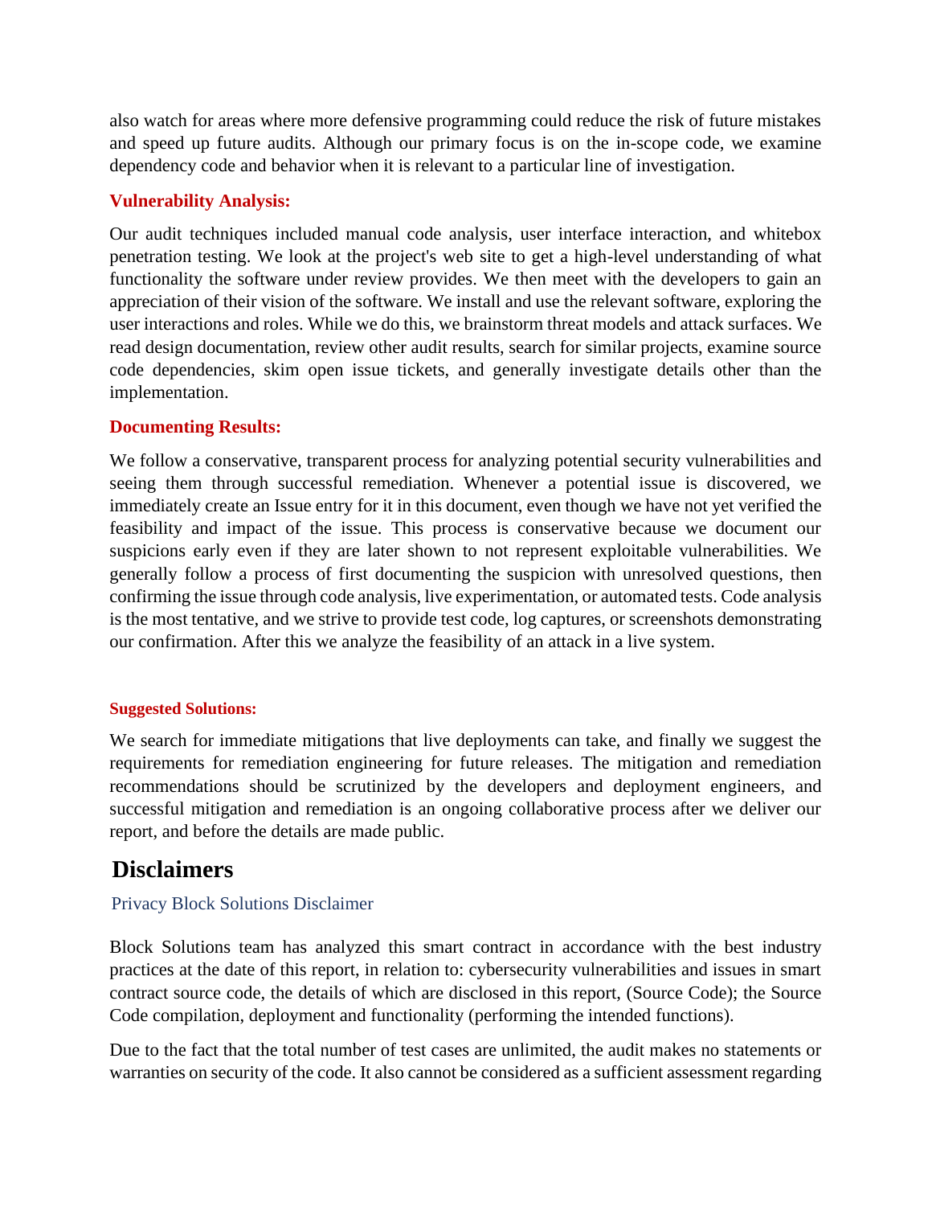also watch for areas where more defensive programming could reduce the risk of future mistakes and speed up future audits. Although our primary focus is on the in-scope code, we examine dependency code and behavior when it is relevant to a particular line of investigation.

### Vulnerability Analysis:

Our audit techniques included manual code analysis, user interface interaction, and whitebox penetration testing. We look at the project's web site to get a high-level understanding of what functionality the software under review provides. We then meet with the developers to gain an appreciation of their vision of the software. We install and use the relevant software, exploring the user interactions and roles. While we do this, we brainstorm threat models and attack surfaces. We read design documentation, review other audit results, search for similar projects, examine source code dependencies, skim open issue tickets, and generally investigate details other than the implementation.

### Documenting Results:

We follow a conservative, transparent process for analyzing potential security vulnerabilities and seeing them through successful remediation. Whenever a potential issue is discovered, we immediately create an Issue entry for it in this document, even though we have not yet verified the feasibility and impact of the issue. This process is conservative because we document our suspicions early even if they are later shown to not represent exploitable vulnerabilities. We generally follow a process of first documenting the suspicion with unresolved questions, then confirming the issue through code analysis, live experimentation, or automated tests. Code analysis is the most tentative, and we strive to provide test code, log captures, or screenshots demonstrating our confirmation. After this we analyze the feasibility of an attack in a live system.

### Suggested Solutions:

We search for immediate mitigations that live deployments can take, and finally we suggest the requirements for remediation engineering for future releases. The mitigation and remediation recommendations should be scrutinized by the developers and deployment engineers, and successful mitigation and remediation is an ongoing collaborative process after we deliver our report, and before the details are made public.

## Disclaimers

### Privacy Block Solutions Disclaimer

Block Solutions team has analyzed this smart contract in accordance with the best industry practices at the date of this report, in relation to: cybersecurity vulnerabilities and issues in smart contract source code, the details of which are disclosed in this report, (Source Code); the Source Code compilation, deployment and functionality (performing the intended functions).

Due to the fact that the total number of test cases are unlimited, the audit makes no statements or warranties on security of the code. It also cannot be considered as a sufficient assessment regarding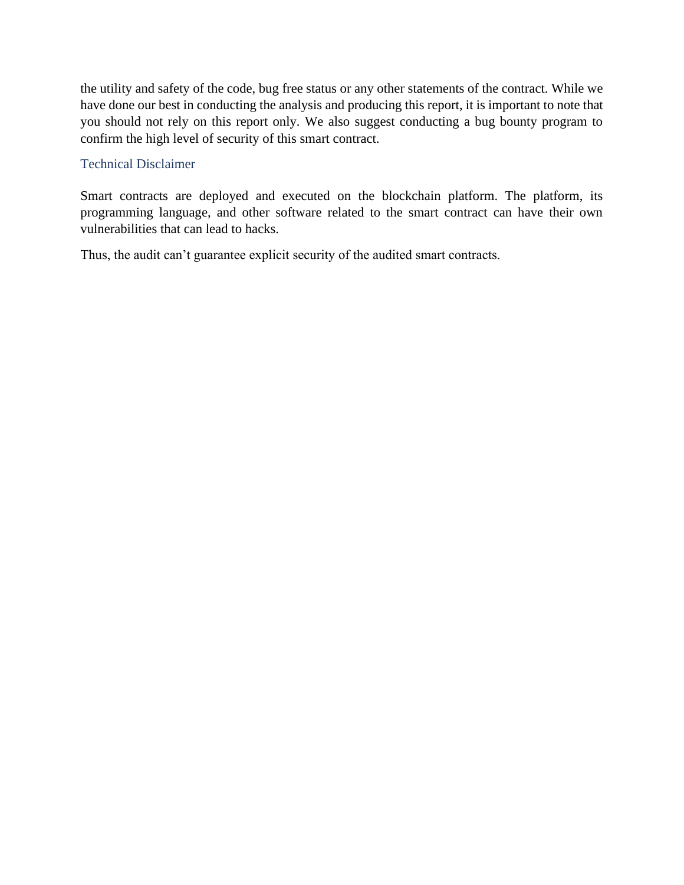the utility and safety of the code, bug free status or any other statements of the contract. While we have done our best in conducting the analysis and producing this report, it is important to note that you should not rely on this report only. We also suggest conducting a bug bounty program to confirm the high level of security of this smart contract.

### Technical Disclaimer

Smart contracts are deployed and executed on the blockchain platform. The platform, its programming language, and other software related to the smart contract can have their own vulnerabilities that can lead to hacks.

Thus, the audit can’t guarantee explicit security of the audited smart contracts.